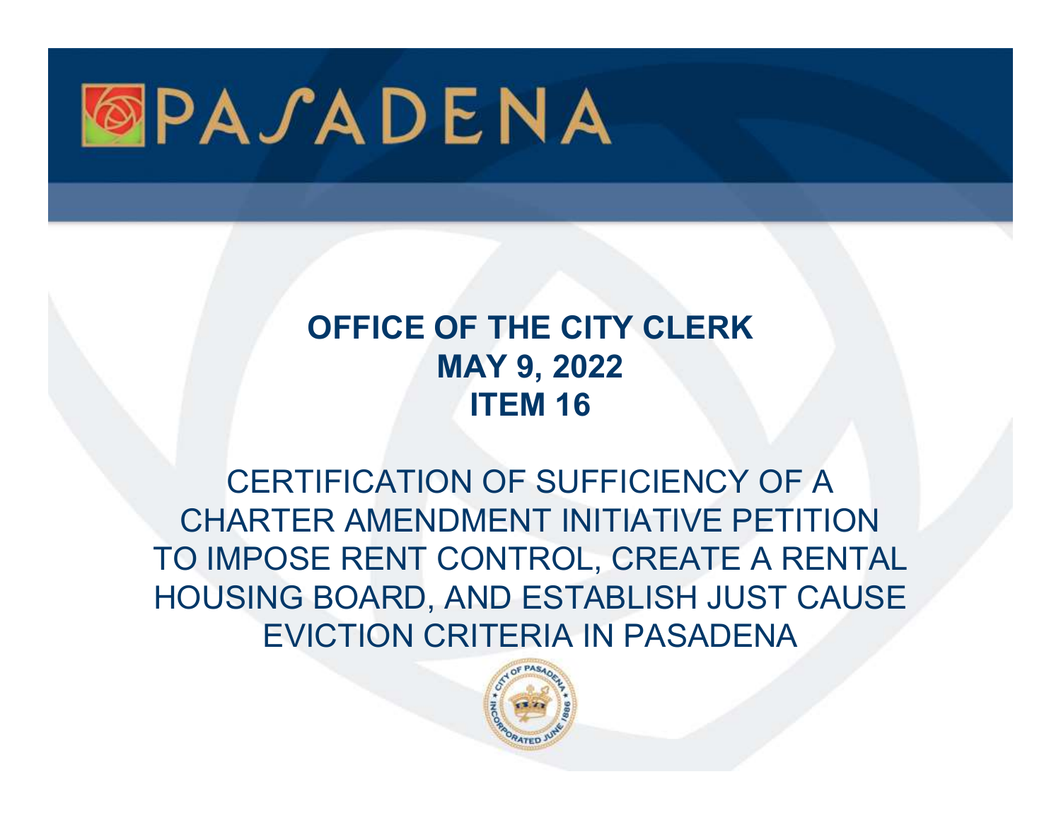# PASADENA

## OFFICE OF THE CITY CLERK
## MAY 9, 2022
## ITEM 16

CERTIFICATION OF SUFFICIENCY OF A CHARTER AMENDMENT INITIATIVE PETITION TO IMPOSE RENT CONTROL, CREATE A RENTAL HOUSING BOARD, AND ESTABLISH JUST CAUSE EVICTION CRITERIA IN PASADENA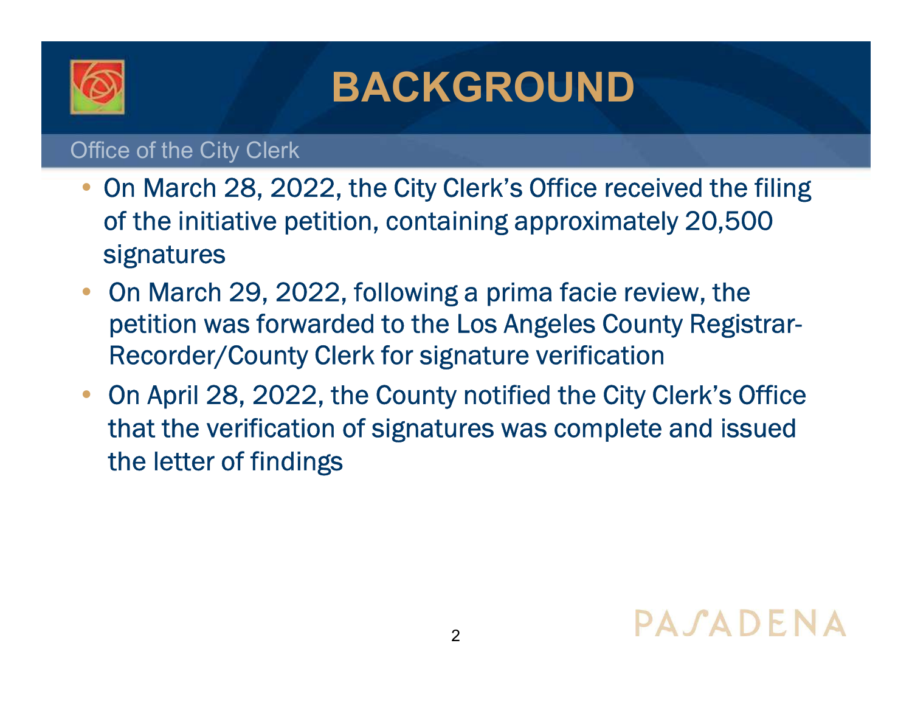# BACKGROUND

Office of the City Clerk

- On March 28, 2022, the City Clerk's Office received the filing of the initiative petition, containing approximately 20,500 signatures
- On March 29, 2022, following a prima facie review, the petition was forwarded to the Los Angeles County Registrar-Recorder/County Clerk for signature verification
- On April 28, 2022, the County notified the City Clerk's Office that the verification of signatures was complete and issued the letter of findings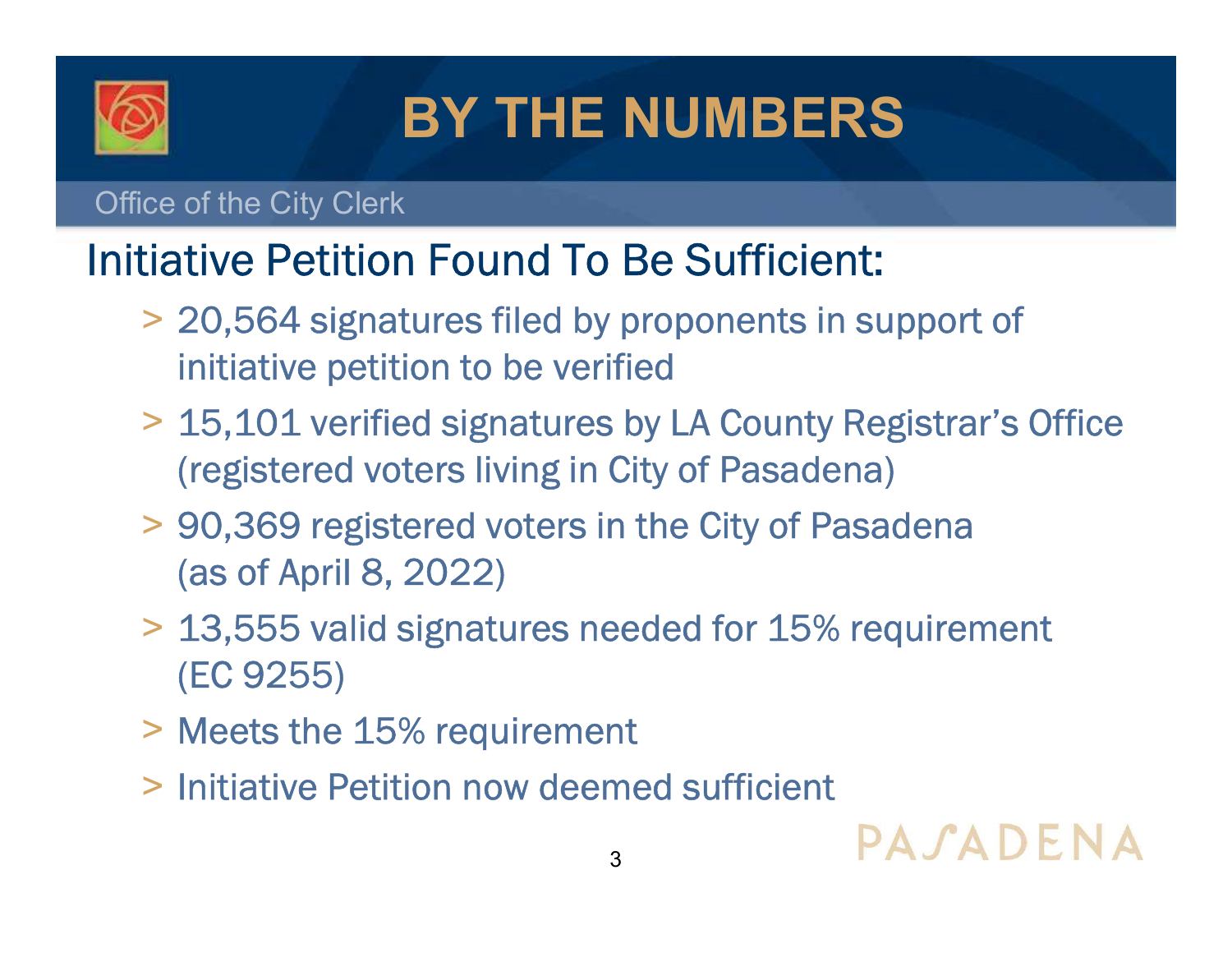# BY THE NUMBERS

Office of the City Clerk

## Initiative Petition Found To Be Sufficient:

> 20,564 signatures filed by proponents in support of initiative petition to be verified

> 15,101 verified signatures by LA County Registrar's Office (registered voters living in City of Pasadena)

> 90,369 registered voters in the City of Pasadena (as of April 8, 2022)

> 13,555 valid signatures needed for 15% requirement (EC 9255)

> Meets the 15% requirement

> Initiative Petition now deemed sufficient

PASADENA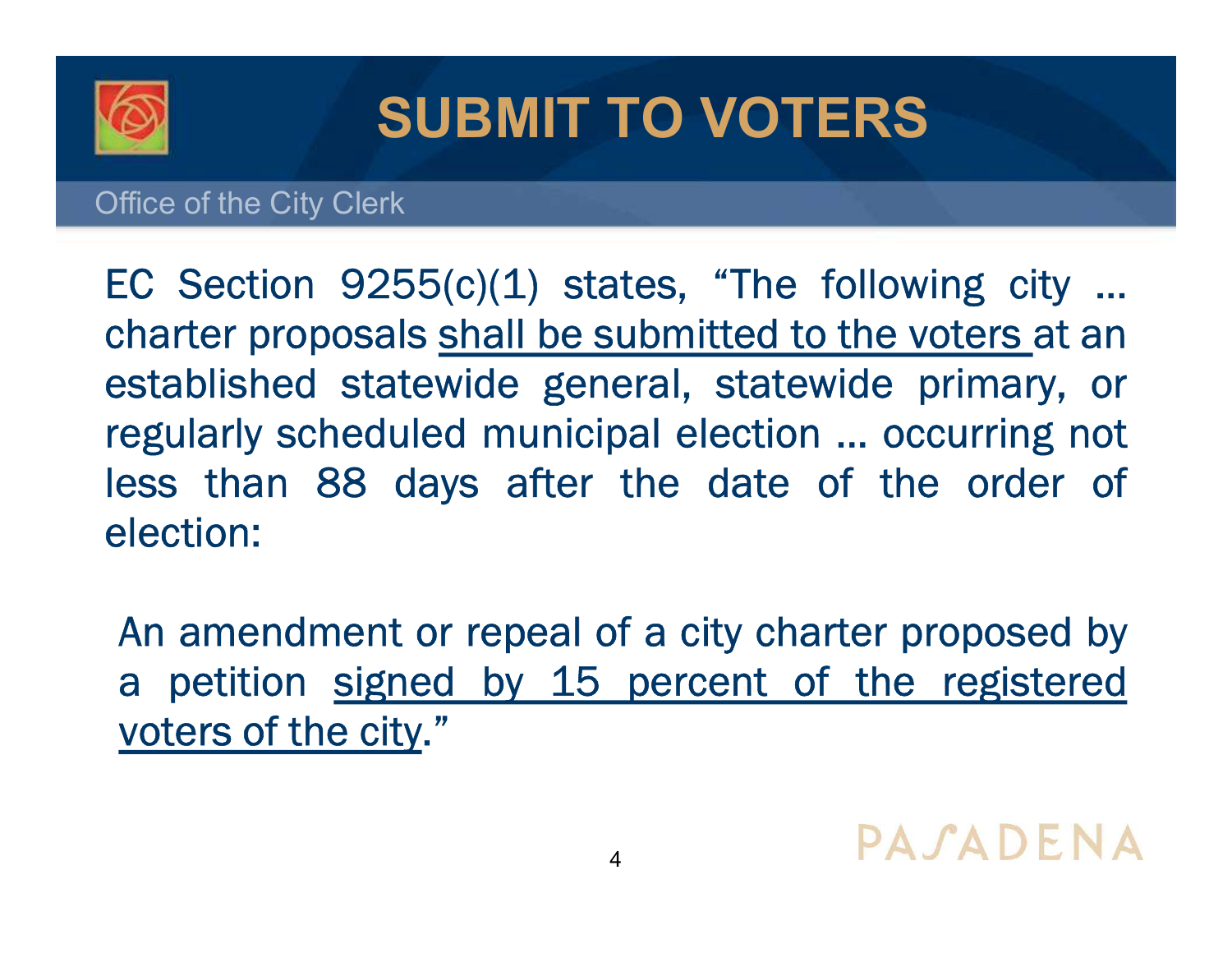# SUBMIT TO VOTERS

Office of the City Clerk

EC Section 9255(c)(1) states, "The following city … charter proposals shall be submitted to the voters at an established statewide general, statewide primary, or regularly scheduled municipal election … occurring not less than 88 days after the date of the order of election:

An amendment or repeal of a city charter proposed by a petition signed by 15 percent of the registered voters of the city."

PASADENA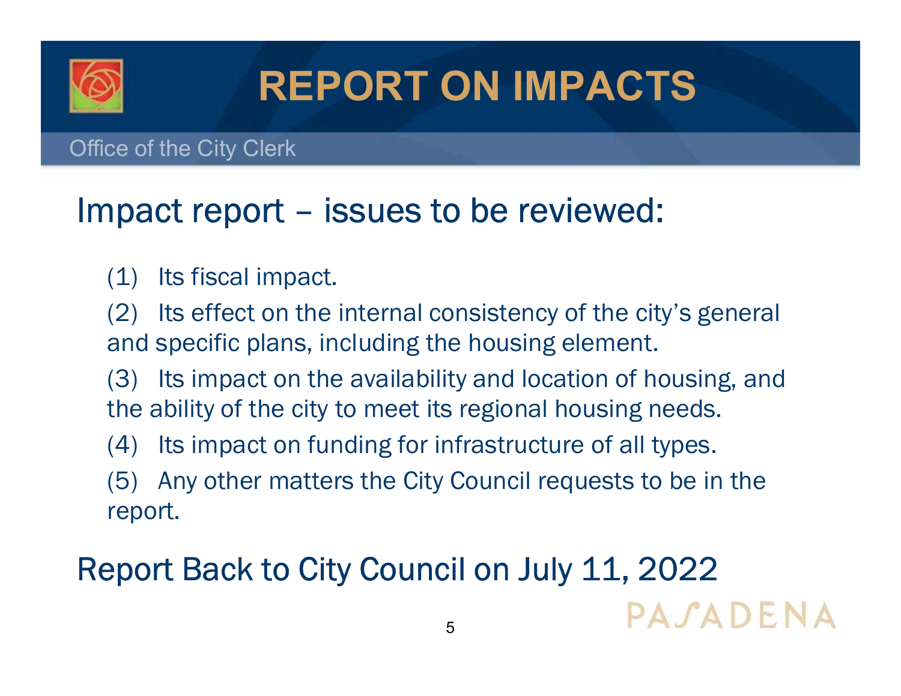# REPORT ON IMPACTS

Office of the City Clerk

## Impact report – issues to be reviewed:

(1) Its fiscal impact.

(2) Its effect on the internal consistency of the city's general and specific plans, including the housing element.

(3) Its impact on the availability and location of housing, and the ability of the city to meet its regional housing needs.

(4) Its impact on funding for infrastructure of all types.

(5) Any other matters the City Council requests to be in the report.

## Report Back to City Council on July 11, 2022

PASADENA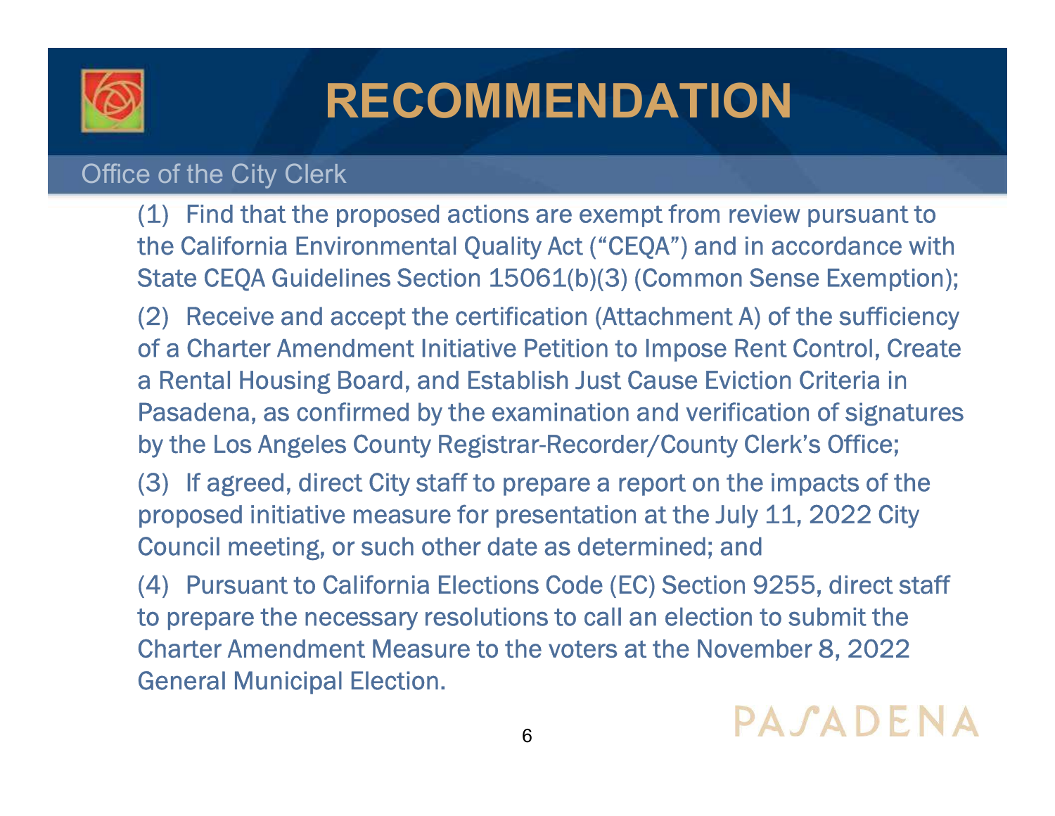# RECOMMENDATION

Office of the City Clerk

(1) Find that the proposed actions are exempt from review pursuant to the California Environmental Quality Act ("CEQA") and in accordance with State CEQA Guidelines Section 15061(b)(3) (Common Sense Exemption);

(2) Receive and accept the certification (Attachment A) of the sufficiency of a Charter Amendment Initiative Petition to Impose Rent Control, Create a Rental Housing Board, and Establish Just Cause Eviction Criteria in Pasadena, as confirmed by the examination and verification of signatures by the Los Angeles County Registrar-Recorder/County Clerk's Office;

(3) If agreed, direct City staff to prepare a report on the impacts of the proposed initiative measure for presentation at the July 11, 2022 City Council meeting, or such other date as determined; and

(4) Pursuant to California Elections Code (EC) Section 9255, direct staff to prepare the necessary resolutions to call an election to submit the Charter Amendment Measure to the voters at the November 8, 2022 General Municipal Election.